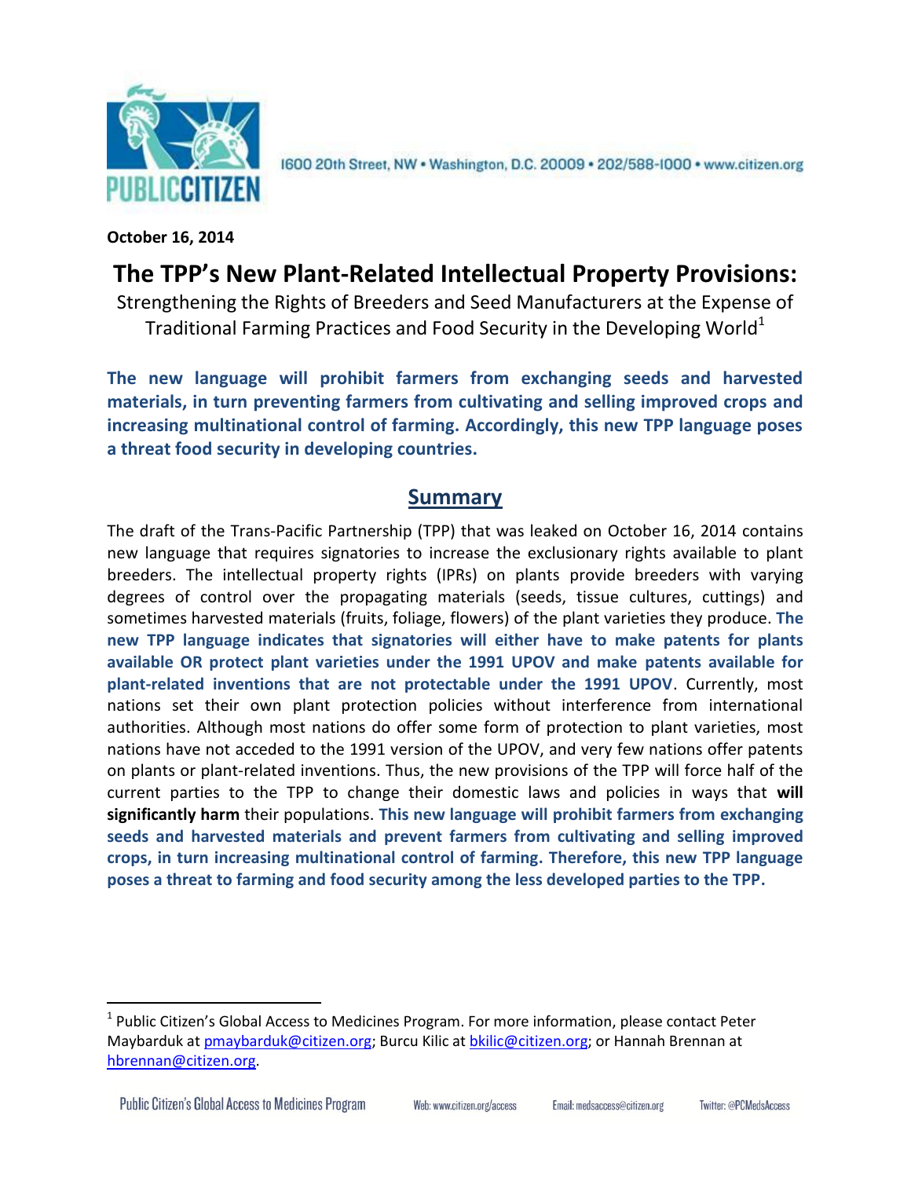1600 20th Street, NW • Washington, D.C. 20009 • 202/588-1000 • www.citizen.org

**October 16, 2014**

# The TPP's New Plant-Related Intellectual Property Provisions:

Strengthening the Rights of Breeders and Seed Manufacturers at the Expense of Traditional Farming Practices and Food Security in the Developing World[1]

**The new language will prohibit farmers from exchanging seeds and harvested materials, in turn preventing farmers from cultivating and selling improved crops and increasing multinational control of farming. Accordingly, this new TPP language poses a threat food security in developing countries.**

## Summary

The draft of the Trans-Pacific Partnership (TPP) that was leaked on October 16, 2014 contains new language that requires signatories to increase the exclusionary rights available to plant breeders. The intellectual property rights (IPRs) on plants provide breeders with varying degrees of control over the propagating materials (seeds, tissue cultures, cuttings) and sometimes harvested materials (fruits, foliage, flowers) of the plant varieties they produce. **The new TPP language indicates that signatories will either have to make patents for plants available OR protect plant varieties under the 1991 UPOV and make patents available for plant-related inventions that are not protectable under the 1991 UPOV**. Currently, most nations set their own plant protection policies without interference from international authorities. Although most nations do offer some form of protection to plant varieties, most nations have not acceded to the 1991 version of the UPOV, and very few nations offer patents on plants or plant-related inventions. Thus, the new provisions of the TPP will force half of the current parties to the TPP to change their domestic laws and policies in ways that **will significantly harm** their populations. **This new language will prohibit farmers from exchanging seeds and harvested materials and prevent farmers from cultivating and selling improved crops, in turn increasing multinational control of farming. Therefore, this new TPP language poses a threat to farming and food security among the less developed parties to the TPP.**

---

[1] Public Citizen's Global Access to Medicines Program. For more information, please contact Peter Maybarduk at pmaybarduk@citizen.org; Burcu Kilic at bkilic@citizen.org; or Hannah Brennan at hbrennan@citizen.org.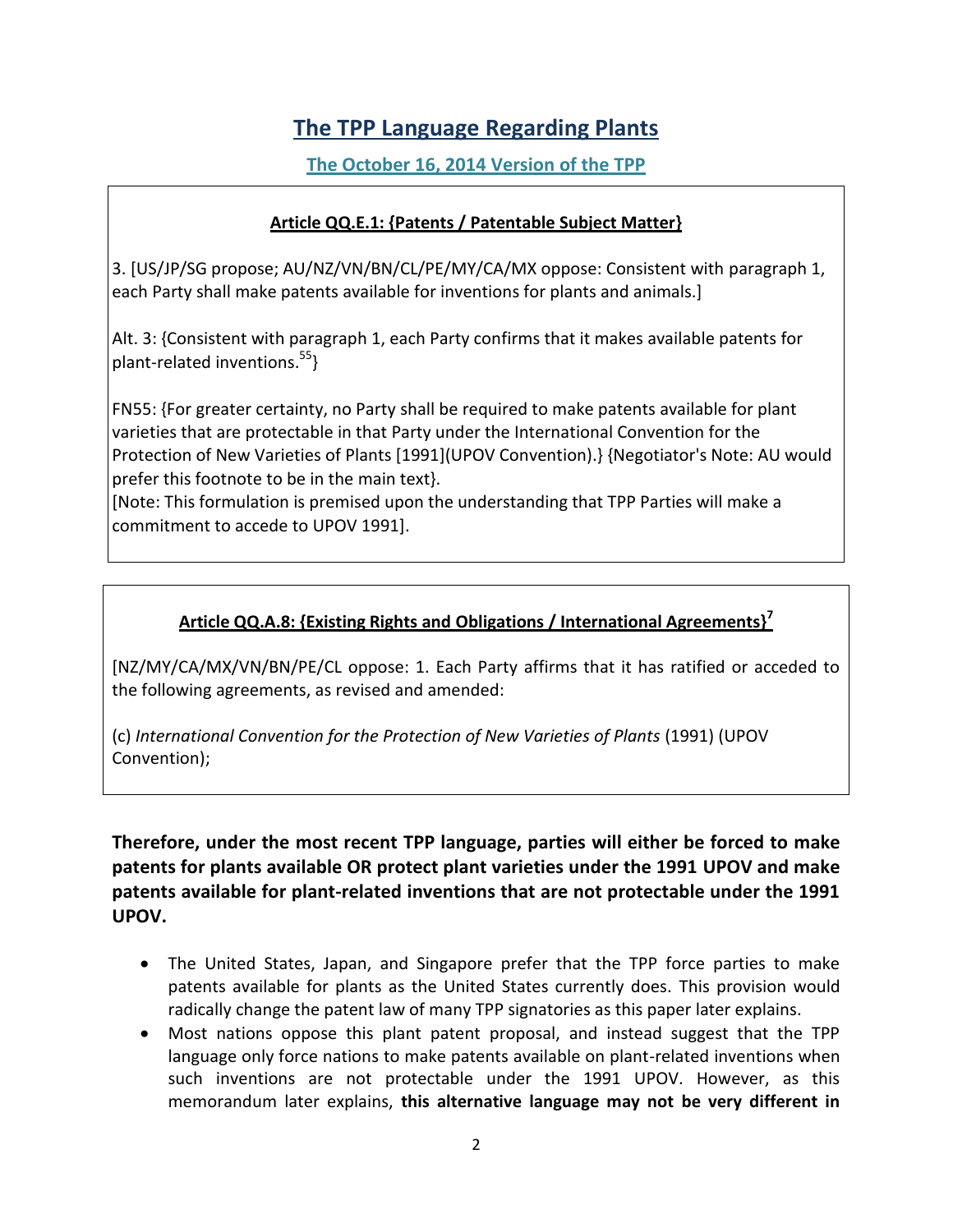# The TPP Language Regarding Plants

## The October 16, 2014 Version of the TPP

**Article QQ.E.1: {Patents / Patentable Subject Matter}**

3. [US/JP/SG propose; AU/NZ/VN/BN/CL/PE/MY/CA/MX oppose: Consistent with paragraph 1, each Party shall make patents available for inventions for plants and animals.]

Alt. 3: {Consistent with paragraph 1, each Party confirms that it makes available patents for plant-related inventions.[55]}

FN55: {For greater certainty, no Party shall be required to make patents available for plant varieties that are protectable in that Party under the International Convention for the Protection of New Varieties of Plants [1991](UPOV Convention).} {Negotiator's Note: AU would prefer this footnote to be in the main text}.
[Note: This formulation is premised upon the understanding that TPP Parties will make a commitment to accede to UPOV 1991].

**Article QQ.A.8: {Existing Rights and Obligations / International Agreements}[7]**

[NZ/MY/CA/MX/VN/BN/PE/CL oppose: 1. Each Party affirms that it has ratified or acceded to the following agreements, as revised and amended:

(c) *International Convention for the Protection of New Varieties of Plants* (1991) (UPOV Convention);

**Therefore, under the most recent TPP language, parties will either be forced to make patents for plants available OR protect plant varieties under the 1991 UPOV and make patents available for plant-related inventions that are not protectable under the 1991 UPOV.**

- The United States, Japan, and Singapore prefer that the TPP force parties to make patents available for plants as the United States currently does. This provision would radically change the patent law of many TPP signatories as this paper later explains.
- Most nations oppose this plant patent proposal, and instead suggest that the TPP language only force nations to make patents available on plant-related inventions when such inventions are not protectable under the 1991 UPOV. However, as this memorandum later explains, **this alternative language may not be very different in**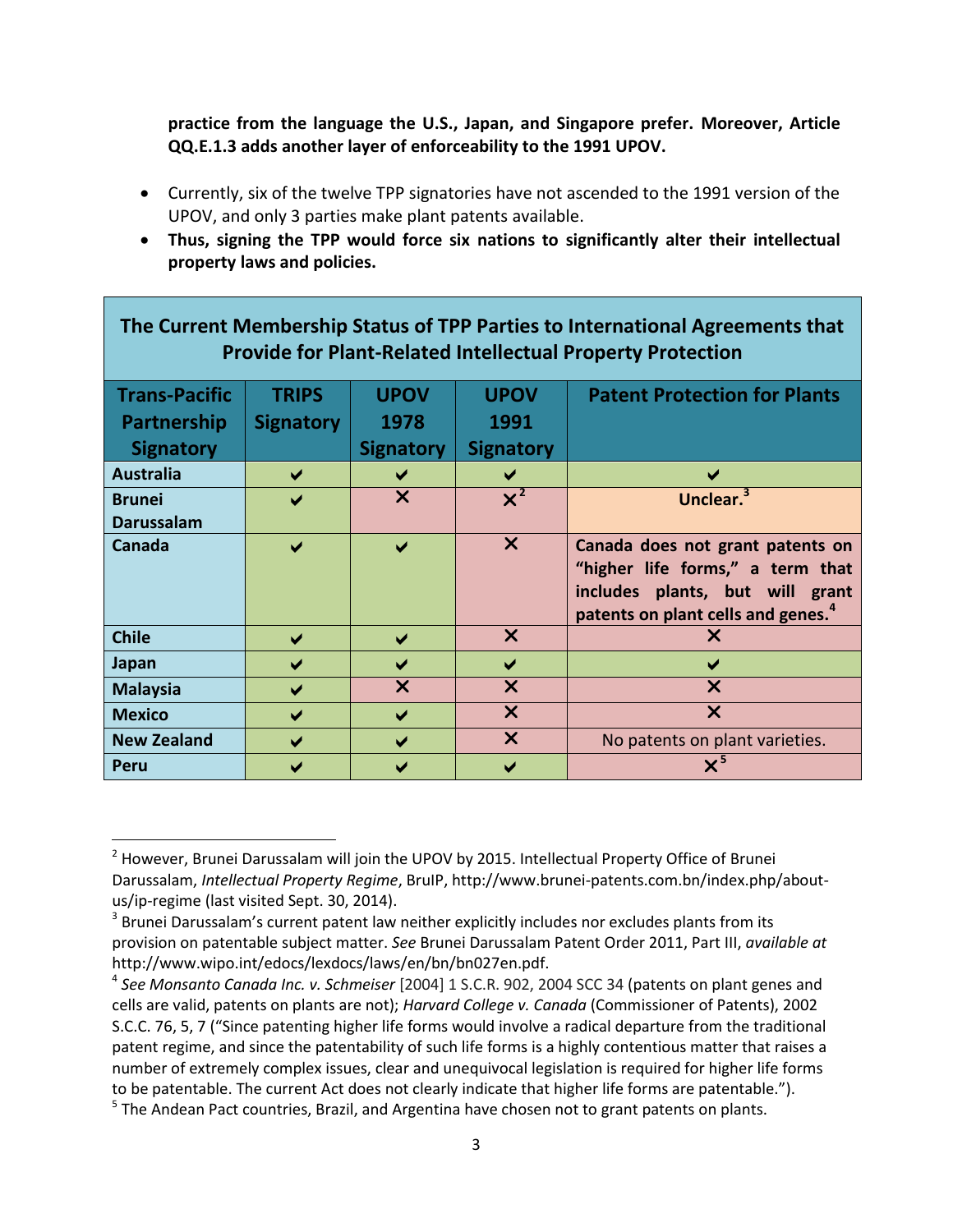**practice from the language the U.S., Japan, and Singapore prefer. Moreover, Article QQ.E.1.3 adds another layer of enforceability to the 1991 UPOV.**

- Currently, six of the twelve TPP signatories have not ascended to the 1991 version of the UPOV, and only 3 parties make plant patents available.
- **Thus, signing the TPP would force six nations to significantly alter their intellectual property laws and policies.**

**The Current Membership Status of TPP Parties to International Agreements that Provide for Plant-Related Intellectual Property Protection**

| Trans-Pacific Partnership Signatory | TRIPS Signatory | UPOV 1978 Signatory | UPOV 1991 Signatory | Patent Protection for Plants |
|---|---|---|---|---|
| **Australia** | ✔ | ✔ | ✔ | ✔ |
| **Brunei Darussalam** | ✔ | ✕ | ✕[2] | **Unclear.[3]** |
| **Canada** | ✔ | ✔ | ✕ | **Canada does not grant patents on "higher life forms," a term that includes plants, but will grant patents on plant cells and genes.[4]** |
| **Chile** | ✔ | ✔ | ✕ | ✕ |
| **Japan** | ✔ | ✔ | ✔ | ✔ |
| **Malaysia** | ✔ | ✕ | ✕ | ✕ |
| **Mexico** | ✔ | ✔ | ✕ | ✕ |
| **New Zealand** | ✔ | ✔ | ✕ | No patents on plant varieties. |
| **Peru** | ✔ | ✔ | ✔ | ✕[5] |

[2] However, Brunei Darussalam will join the UPOV by 2015. Intellectual Property Office of Brunei Darussalam, *Intellectual Property Regime*, BruIP, http://www.brunei-patents.com.bn/index.php/about-us/ip-regime (last visited Sept. 30, 2014).

[3] Brunei Darussalam's current patent law neither explicitly includes nor excludes plants from its provision on patentable subject matter. *See* Brunei Darussalam Patent Order 2011, Part III, *available at* http://www.wipo.int/edocs/lexdocs/laws/en/bn/bn027en.pdf.

[4] *See Monsanto Canada Inc. v. Schmeiser* [2004] 1 S.C.R. 902, 2004 SCC 34 (patents on plant genes and cells are valid, patents on plants are not); *Harvard College v. Canada* (Commissioner of Patents), 2002 S.C.C. 76, 5, 7 ("Since patenting higher life forms would involve a radical departure from the traditional patent regime, and since the patentability of such life forms is a highly contentious matter that raises a number of extremely complex issues, clear and unequivocal legislation is required for higher life forms to be patentable. The current Act does not clearly indicate that higher life forms are patentable.").

[5] The Andean Pact countries, Brazil, and Argentina have chosen not to grant patents on plants.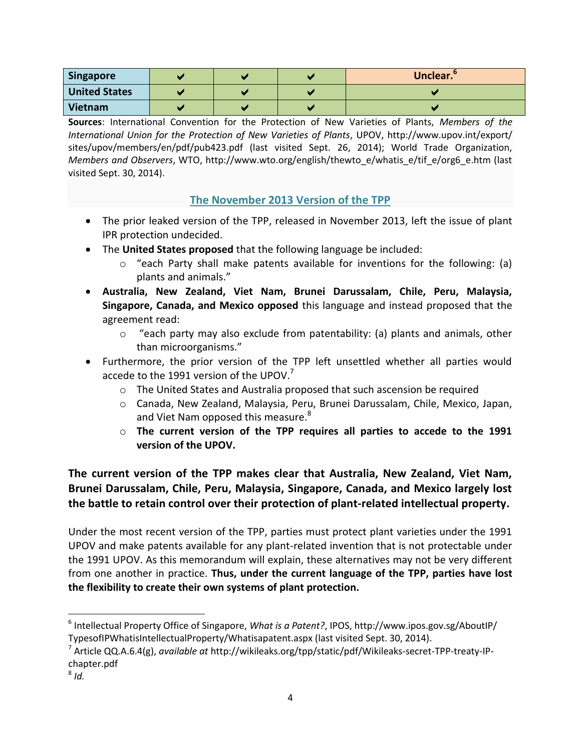| | | | | |
|---|---|---|---|---|
| **Singapore** | ✔ | ✔ | ✔ | **Unclear.**[6] |
| **United States** | ✔ | ✔ | ✔ | ✔ |
| **Vietnam** | ✔ | ✔ | ✔ | ✔ |

**Sources**: International Convention for the Protection of New Varieties of Plants, *Members of the International Union for the Protection of New Varieties of Plants*, UPOV, http://www.upov.int/export/sites/upov/members/en/pdf/pub423.pdf (last visited Sept. 26, 2014); World Trade Organization, *Members and Observers*, WTO, http://www.wto.org/english/thewto_e/whatis_e/tif_e/org6_e.htm (last visited Sept. 30, 2014).

## The November 2013 Version of the TPP

- The prior leaked version of the TPP, released in November 2013, left the issue of plant IPR protection undecided.
- The **United States proposed** that the following language be included:
  - "each Party shall make patents available for inventions for the following: (a) plants and animals."
- **Australia, New Zealand, Viet Nam, Brunei Darussalam, Chile, Peru, Malaysia, Singapore, Canada, and Mexico opposed** this language and instead proposed that the agreement read:
  - "each party may also exclude from patentability: (a) plants and animals, other than microorganisms."
- Furthermore, the prior version of the TPP left unsettled whether all parties would accede to the 1991 version of the UPOV.[7]
  - The United States and Australia proposed that such ascension be required
  - Canada, New Zealand, Malaysia, Peru, Brunei Darussalam, Chile, Mexico, Japan, and Viet Nam opposed this measure.[8]
  - **The current version of the TPP requires all parties to accede to the 1991 version of the UPOV.**

**The current version of the TPP makes clear that Australia, New Zealand, Viet Nam, Brunei Darussalam, Chile, Peru, Malaysia, Singapore, Canada, and Mexico largely lost the battle to retain control over their protection of plant-related intellectual property.**

Under the most recent version of the TPP, parties must protect plant varieties under the 1991 UPOV and make patents available for any plant-related invention that is not protectable under the 1991 UPOV. As this memorandum will explain, these alternatives may not be very different from one another in practice. **Thus, under the current language of the TPP, parties have lost the flexibility to create their own systems of plant protection.**

---

[6] Intellectual Property Office of Singapore, *What is a Patent?*, IPOS, http://www.ipos.gov.sg/AboutIP/TypesofIPWhatisIntellectualProperty/Whatisapatent.aspx (last visited Sept. 30, 2014).

[7] Article QQ.A.6.4(g), *available at* http://wikileaks.org/tpp/static/pdf/Wikileaks-secret-TPP-treaty-IP-chapter.pdf

[8] *Id.*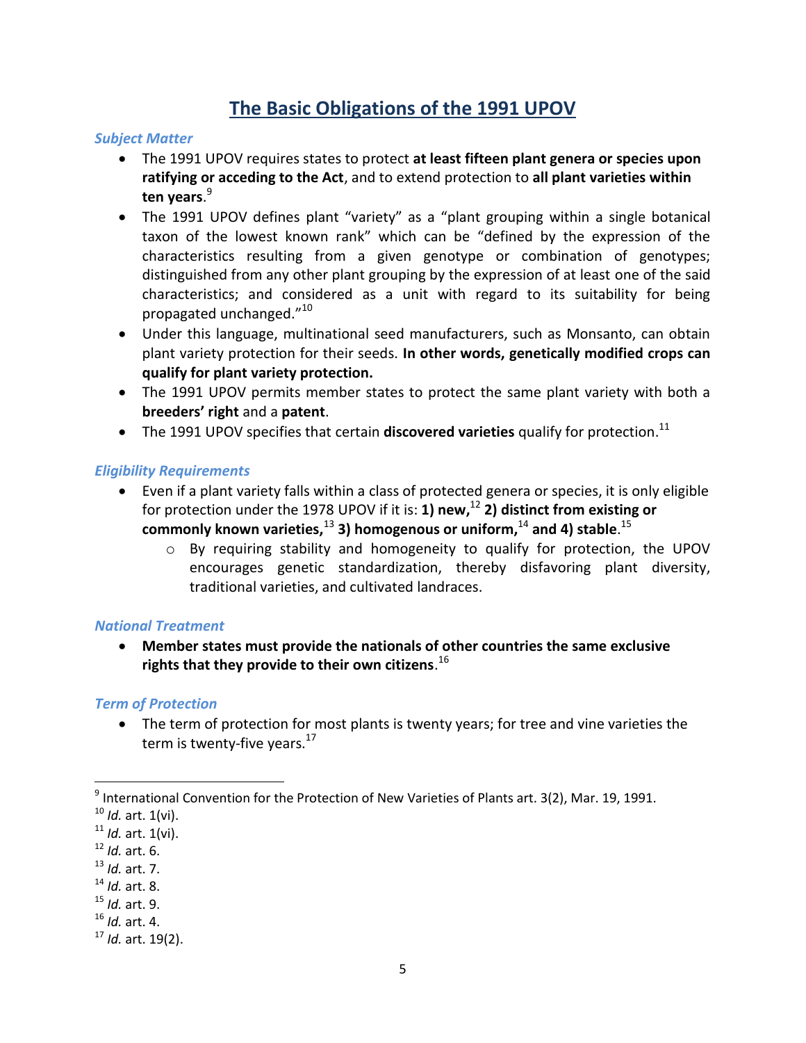## The Basic Obligations of the 1991 UPOV

*Subject Matter*

- The 1991 UPOV requires states to protect **at least fifteen plant genera or species upon ratifying or acceding to the Act**, and to extend protection to **all plant varieties within ten years**.[9]
- The 1991 UPOV defines plant "variety" as a "plant grouping within a single botanical taxon of the lowest known rank" which can be "defined by the expression of the characteristics resulting from a given genotype or combination of genotypes; distinguished from any other plant grouping by the expression of at least one of the said characteristics; and considered as a unit with regard to its suitability for being propagated unchanged."[10]
- Under this language, multinational seed manufacturers, such as Monsanto, can obtain plant variety protection for their seeds. **In other words, genetically modified crops can qualify for plant variety protection.**
- The 1991 UPOV permits member states to protect the same plant variety with both a **breeders' right** and a **patent**.
- The 1991 UPOV specifies that certain **discovered varieties** qualify for protection.[11]

*Eligibility Requirements*

- Even if a plant variety falls within a class of protected genera or species, it is only eligible for protection under the 1978 UPOV if it is: **1) new,**[12] **2) distinct from existing or commonly known varieties,**[13] **3) homogenous or uniform,**[14] **and 4) stable**.[15]
  - By requiring stability and homogeneity to qualify for protection, the UPOV encourages genetic standardization, thereby disfavoring plant diversity, traditional varieties, and cultivated landraces.

*National Treatment*

- **Member states must provide the nationals of other countries the same exclusive rights that they provide to their own citizens**.[16]

*Term of Protection*

- The term of protection for most plants is twenty years; for tree and vine varieties the term is twenty-five years.[17]

---

[9] International Convention for the Protection of New Varieties of Plants art. 3(2), Mar. 19, 1991.
[10] *Id.* art. 1(vi).
[11] *Id.* art. 1(vi).
[12] *Id.* art. 6.
[13] *Id.* art. 7.
[14] *Id.* art. 8.
[15] *Id.* art. 9.
[16] *Id.* art. 4.
[17] *Id.* art. 19(2).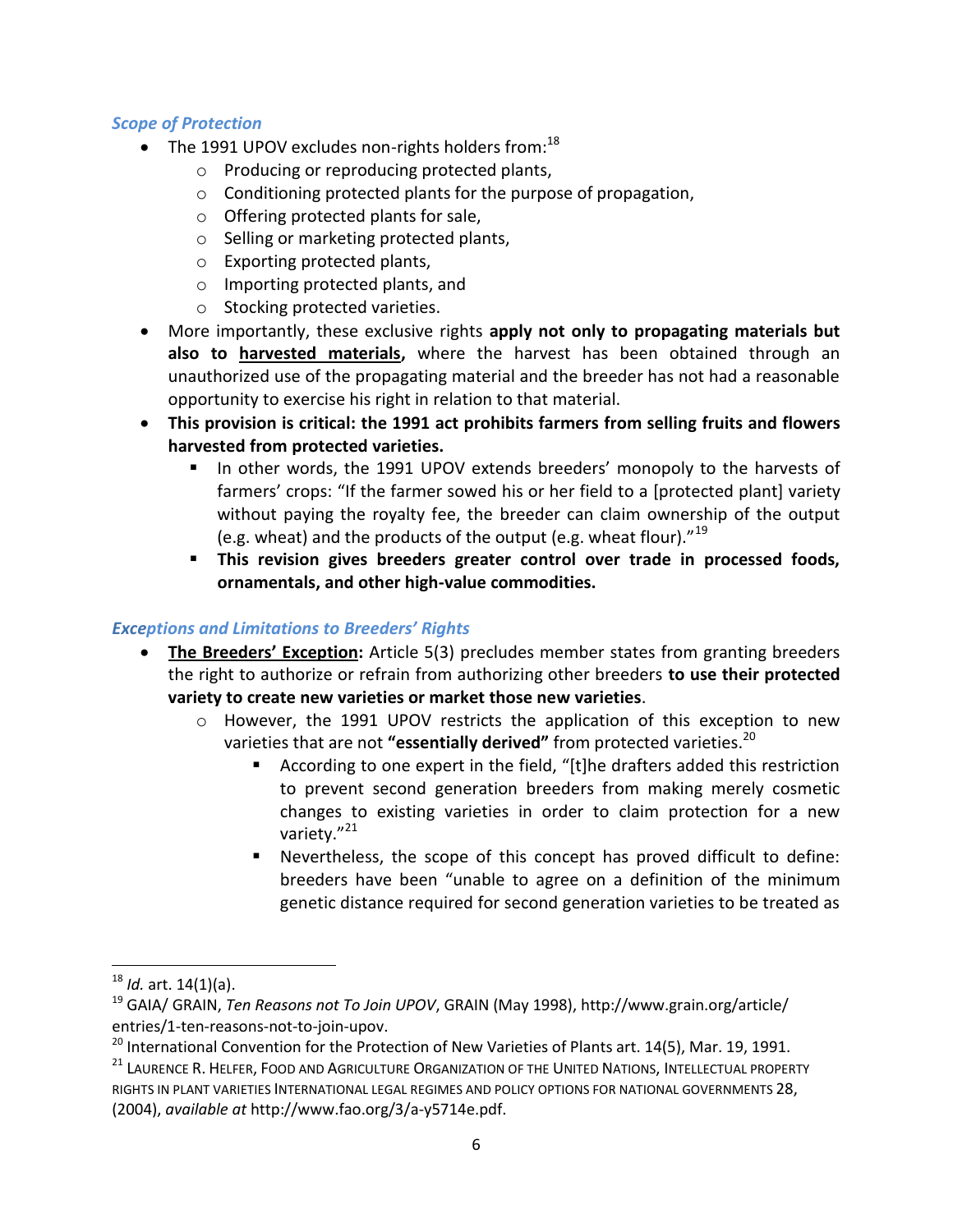### *Scope of Protection*

- The 1991 UPOV excludes non-rights holders from:[18]
    - Producing or reproducing protected plants,
    - Conditioning protected plants for the purpose of propagation,
    - Offering protected plants for sale,
    - Selling or marketing protected plants,
    - Exporting protected plants,
    - Importing protected plants, and
    - Stocking protected varieties.
- More importantly, these exclusive rights **apply not only to propagating materials but also to <u>harvested materials</u>,** where the harvest has been obtained through an unauthorized use of the propagating material and the breeder has not had a reasonable opportunity to exercise his right in relation to that material.
- **This provision is critical: the 1991 act prohibits farmers from selling fruits and flowers harvested from protected varieties.**
    - In other words, the 1991 UPOV extends breeders' monopoly to the harvests of farmers' crops: "If the farmer sowed his or her field to a [protected plant] variety without paying the royalty fee, the breeder can claim ownership of the output (e.g. wheat) and the products of the output (e.g. wheat flour)."[19]
    - **This revision gives breeders greater control over trade in processed foods, ornamentals, and other high-value commodities.**

### *Exceptions and Limitations to Breeders' Rights*

- **<u>The Breeders' Exception</u>:** Article 5(3) precludes member states from granting breeders the right to authorize or refrain from authorizing other breeders **to use their protected variety to create new varieties or market those new varieties**.
    - However, the 1991 UPOV restricts the application of this exception to new varieties that are not **"essentially derived"** from protected varieties.[20]
        - According to one expert in the field, "[t]he drafters added this restriction to prevent second generation breeders from making merely cosmetic changes to existing varieties in order to claim protection for a new variety."[21]
        - Nevertheless, the scope of this concept has proved difficult to define: breeders have been "unable to agree on a definition of the minimum genetic distance required for second generation varieties to be treated as

---

[18] *Id.* art. 14(1)(a).

[19] GAIA/ GRAIN, *Ten Reasons not To Join UPOV*, GRAIN (May 1998), http://www.grain.org/article/entries/1-ten-reasons-not-to-join-upov.

[20] International Convention for the Protection of New Varieties of Plants art. 14(5), Mar. 19, 1991.

[21] LAURENCE R. HELFER, FOOD AND AGRICULTURE ORGANIZATION OF THE UNITED NATIONS, INTELLECTUAL PROPERTY RIGHTS IN PLANT VARIETIES INTERNATIONAL LEGAL REGIMES AND POLICY OPTIONS FOR NATIONAL GOVERNMENTS 28, (2004), *available at* http://www.fao.org/3/a-y5714e.pdf.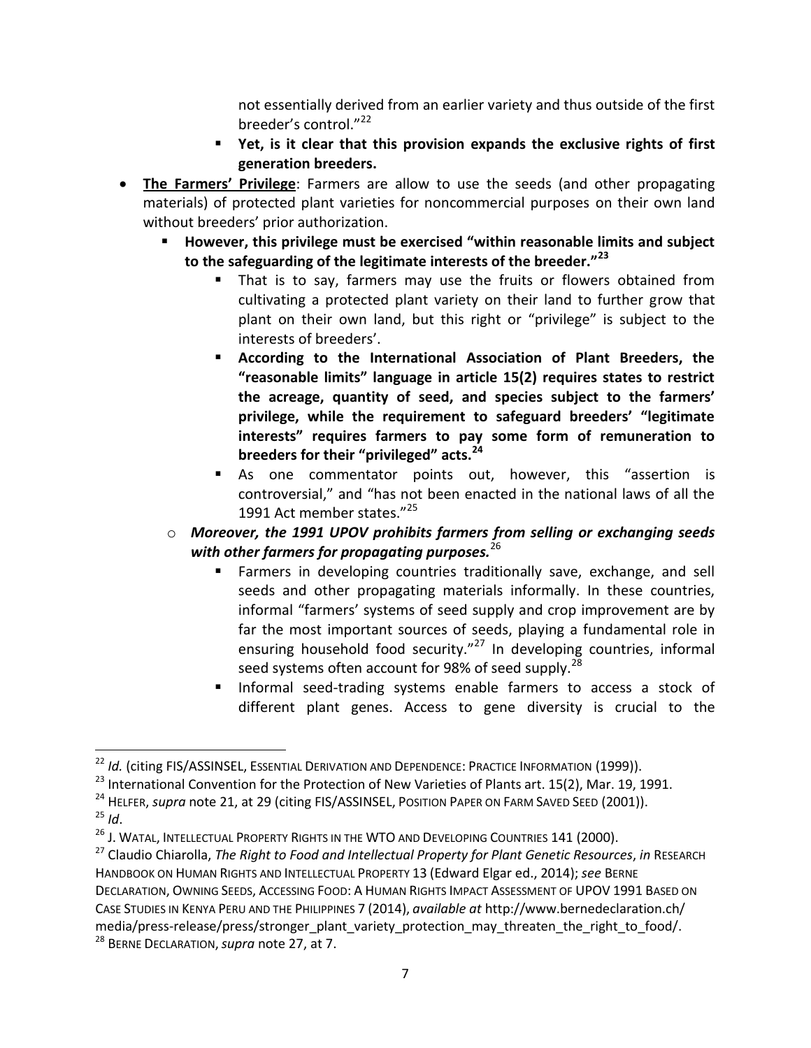not essentially derived from an earlier variety and thus outside of the first breeder's control."[22]

- **Yet, is it clear that this provision expands the exclusive rights of first generation breeders.**

- **The Farmers' Privilege**: Farmers are allow to use the seeds (and other propagating materials) of protected plant varieties for noncommercial purposes on their own land without breeders' prior authorization.
  - **However, this privilege must be exercised "within reasonable limits and subject to the safeguarding of the legitimate interests of the breeder."[23]**
    - That is to say, farmers may use the fruits or flowers obtained from cultivating a protected plant variety on their land to further grow that plant on their own land, but this right or "privilege" is subject to the interests of breeders'.
    - **According to the International Association of Plant Breeders, the "reasonable limits" language in article 15(2) requires states to restrict the acreage, quantity of seed, and species subject to the farmers' privilege, while the requirement to safeguard breeders' "legitimate interests" requires farmers to pay some form of remuneration to breeders for their "privileged" acts.[24]**
    - As one commentator points out, however, this "assertion is controversial," and "has not been enacted in the national laws of all the 1991 Act member states."[25]
  - ***Moreover, the 1991 UPOV prohibits farmers from selling or exchanging seeds with other farmers for propagating purposes.***[26]
    - Farmers in developing countries traditionally save, exchange, and sell seeds and other propagating materials informally. In these countries, informal "farmers' systems of seed supply and crop improvement are by far the most important sources of seeds, playing a fundamental role in ensuring household food security."[27] In developing countries, informal seed systems often account for 98% of seed supply.[28]
    - Informal seed-trading systems enable farmers to access a stock of different plant genes. Access to gene diversity is crucial to the

---

[22] *Id.* (citing FIS/ASSINSEL, ESSENTIAL DERIVATION AND DEPENDENCE: PRACTICE INFORMATION (1999)).

[23] International Convention for the Protection of New Varieties of Plants art. 15(2), Mar. 19, 1991.

[24] HELFER, *supra* note 21, at 29 (citing FIS/ASSINSEL, POSITION PAPER ON FARM SAVED SEED (2001)).

[25] *Id*.

[26] J. WATAL, INTELLECTUAL PROPERTY RIGHTS IN THE WTO AND DEVELOPING COUNTRIES 141 (2000).

[27] Claudio Chiarolla, *The Right to Food and Intellectual Property for Plant Genetic Resources*, *in* RESEARCH HANDBOOK ON HUMAN RIGHTS AND INTELLECTUAL PROPERTY 13 (Edward Elgar ed., 2014); *see* BERNE DECLARATION, OWNING SEEDS, ACCESSING FOOD: A HUMAN RIGHTS IMPACT ASSESSMENT OF UPOV 1991 BASED ON CASE STUDIES IN KENYA PERU AND THE PHILIPPINES 7 (2014), *available at* http://www.bernedeclaration.ch/media/press-release/press/stronger_plant_variety_protection_may_threaten_the_right_to_food/.

[28] BERNE DECLARATION, *supra* note 27, at 7.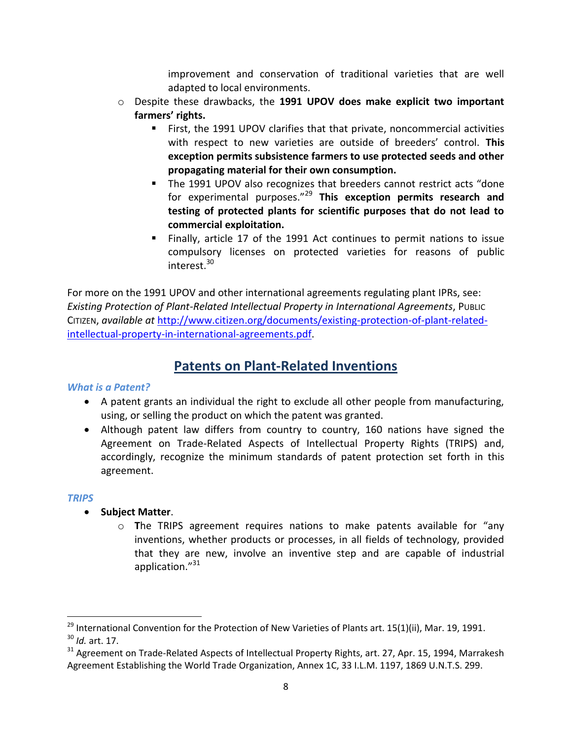improvement and conservation of traditional varieties that are well adapted to local environments.

- Despite these drawbacks, the **1991 UPOV does make explicit two important farmers' rights.**
  - First, the 1991 UPOV clarifies that that private, noncommercial activities with respect to new varieties are outside of breeders' control. **This exception permits subsistence farmers to use protected seeds and other propagating material for their own consumption.**
  - The 1991 UPOV also recognizes that breeders cannot restrict acts "done for experimental purposes."[29] **This exception permits research and testing of protected plants for scientific purposes that do not lead to commercial exploitation.**
  - Finally, article 17 of the 1991 Act continues to permit nations to issue compulsory licenses on protected varieties for reasons of public interest.[30]

For more on the 1991 UPOV and other international agreements regulating plant IPRs, see: *Existing Protection of Plant-Related Intellectual Property in International Agreements*, PUBLIC CITIZEN, *available at* [http://www.citizen.org/documents/existing-protection-of-plant-related-intellectual-property-in-international-agreements.pdf](http://www.citizen.org/documents/existing-protection-of-plant-related-intellectual-property-in-international-agreements.pdf).

## Patents on Plant-Related Inventions

### *What is a Patent?*

- A patent grants an individual the right to exclude all other people from manufacturing, using, or selling the product on which the patent was granted.
- Although patent law differs from country to country, 160 nations have signed the Agreement on Trade-Related Aspects of Intellectual Property Rights (TRIPS) and, accordingly, recognize the minimum standards of patent protection set forth in this agreement.

### *TRIPS*

- **Subject Matter**.
  - **T**he TRIPS agreement requires nations to make patents available for "any inventions, whether products or processes, in all fields of technology, provided that they are new, involve an inventive step and are capable of industrial application."[31]

---

[29] International Convention for the Protection of New Varieties of Plants art. 15(1)(ii), Mar. 19, 1991.

[30] *Id.* art. 17.

[31] Agreement on Trade-Related Aspects of Intellectual Property Rights, art. 27, Apr. 15, 1994, Marrakesh Agreement Establishing the World Trade Organization, Annex 1C, 33 I.L.M. 1197, 1869 U.N.T.S. 299.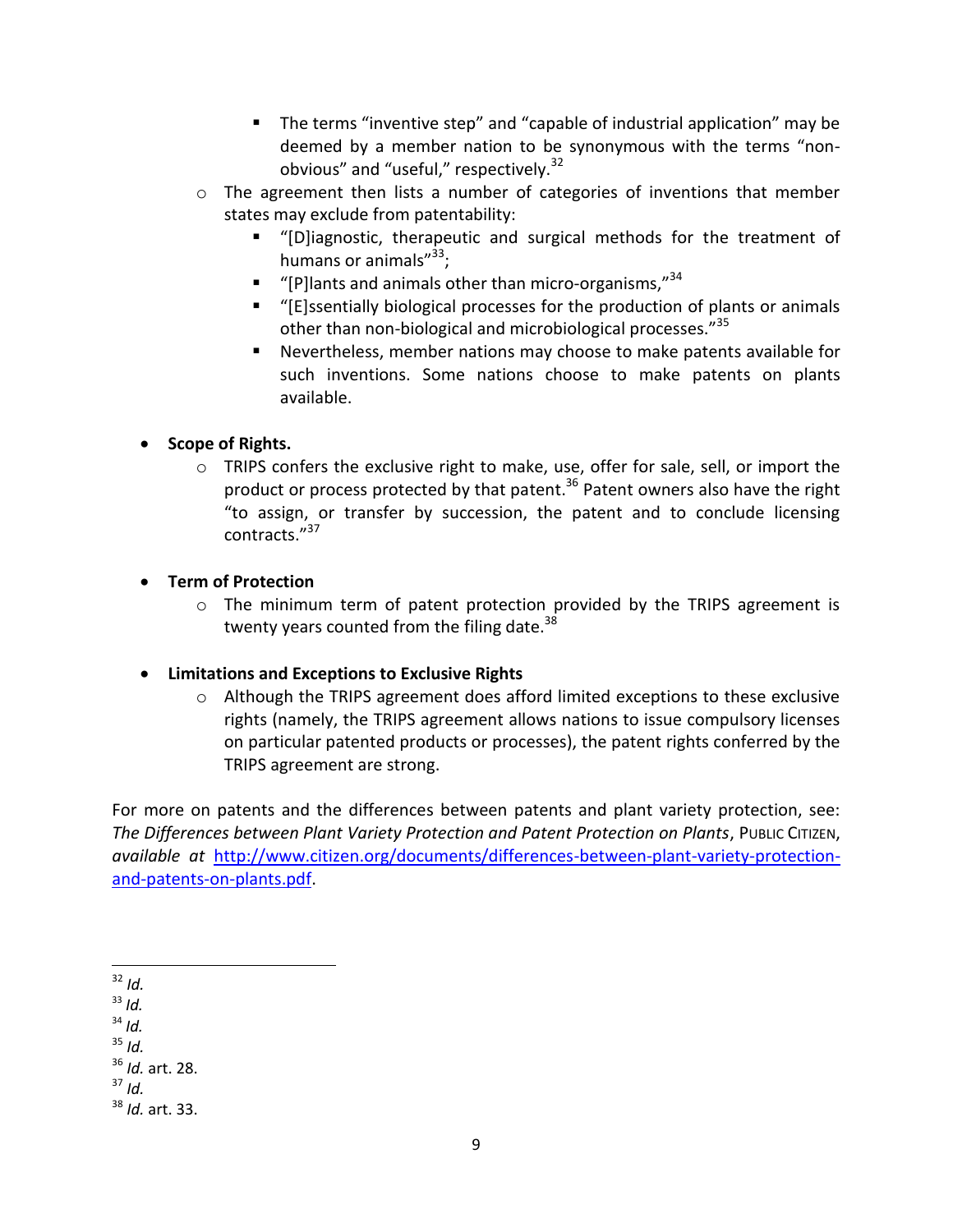- The terms "inventive step" and "capable of industrial application" may be deemed by a member nation to be synonymous with the terms "non-obvious" and "useful," respectively.[32]
  - The agreement then lists a number of categories of inventions that member states may exclude from patentability:
    - "[D]iagnostic, therapeutic and surgical methods for the treatment of humans or animals"[33];
    - "[P]lants and animals other than micro-organisms,"[34]
    - "[E]ssentially biological processes for the production of plants or animals other than non-biological and microbiological processes."[35]
    - Nevertheless, member nations may choose to make patents available for such inventions. Some nations choose to make patents on plants available.

- **Scope of Rights.**
  - TRIPS confers the exclusive right to make, use, offer for sale, sell, or import the product or process protected by that patent.[36] Patent owners also have the right "to assign, or transfer by succession, the patent and to conclude licensing contracts."[37]

- **Term of Protection**
  - The minimum term of patent protection provided by the TRIPS agreement is twenty years counted from the filing date.[38]

- **Limitations and Exceptions to Exclusive Rights**
  - Although the TRIPS agreement does afford limited exceptions to these exclusive rights (namely, the TRIPS agreement allows nations to issue compulsory licenses on particular patented products or processes), the patent rights conferred by the TRIPS agreement are strong.

For more on patents and the differences between patents and plant variety protection, see: *The Differences between Plant Variety Protection and Patent Protection on Plants*, PUBLIC CITIZEN, *available at* http://www.citizen.org/documents/differences-between-plant-variety-protection-and-patents-on-plants.pdf.

---

[32] *Id.*
[33] *Id.*
[34] *Id.*
[35] *Id.*
[36] *Id.* art. 28.
[37] *Id.*
[38] *Id.* art. 33.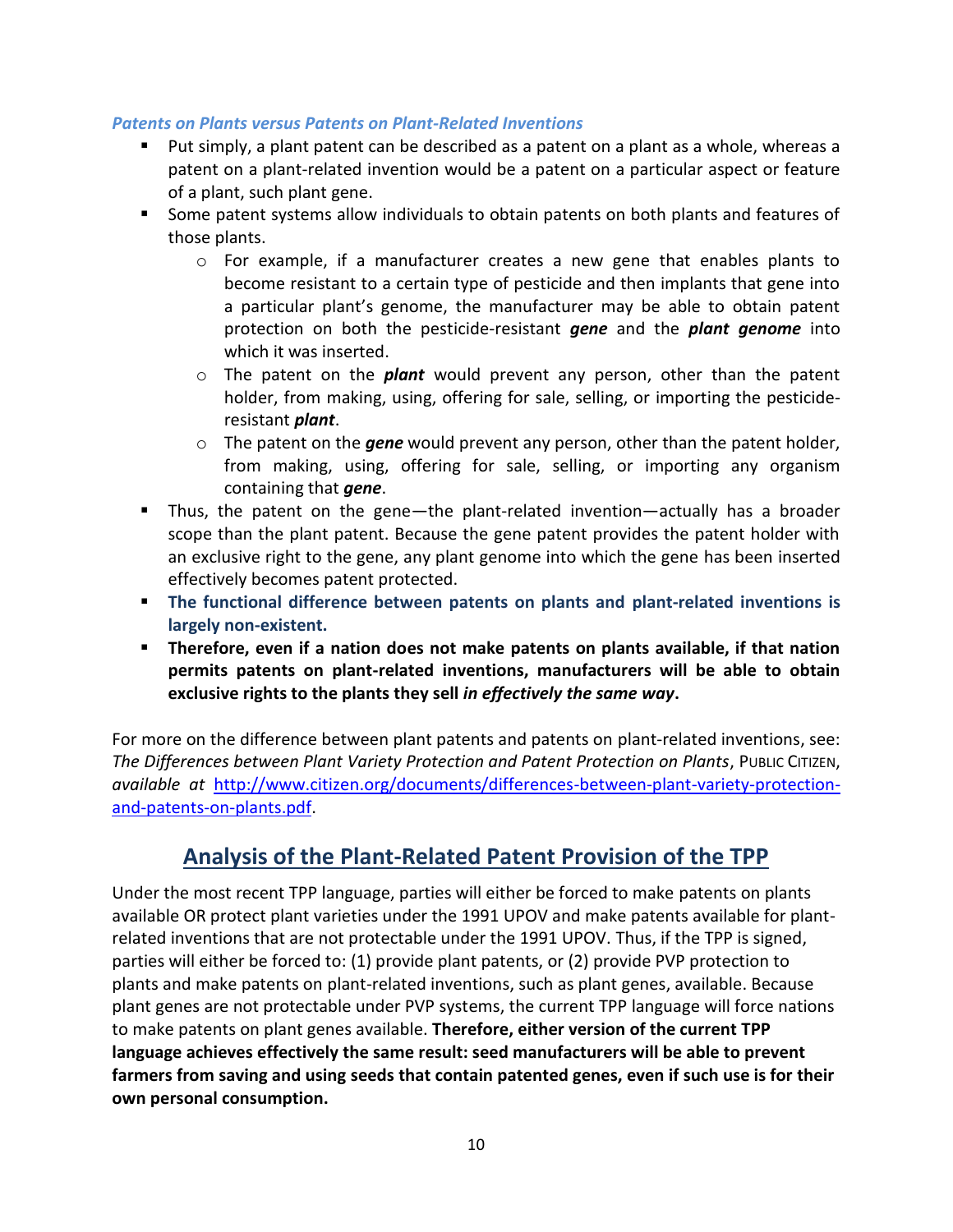### *Patents on Plants versus Patents on Plant-Related Inventions*

- Put simply, a plant patent can be described as a patent on a plant as a whole, whereas a patent on a plant-related invention would be a patent on a particular aspect or feature of a plant, such plant gene.
- Some patent systems allow individuals to obtain patents on both plants and features of those plants.
    - For example, if a manufacturer creates a new gene that enables plants to become resistant to a certain type of pesticide and then implants that gene into a particular plant's genome, the manufacturer may be able to obtain patent protection on both the pesticide-resistant ***gene*** and the ***plant genome*** into which it was inserted.
    - The patent on the ***plant*** would prevent any person, other than the patent holder, from making, using, offering for sale, selling, or importing the pesticide-resistant ***plant***.
    - The patent on the ***gene*** would prevent any person, other than the patent holder, from making, using, offering for sale, selling, or importing any organism containing that ***gene***.
- Thus, the patent on the gene—the plant-related invention—actually has a broader scope than the plant patent. Because the gene patent provides the patent holder with an exclusive right to the gene, any plant genome into which the gene has been inserted effectively becomes patent protected.
- **The functional difference between patents on plants and plant-related inventions is largely non-existent.**
- **Therefore, even if a nation does not make patents on plants available, if that nation permits patents on plant-related inventions, manufacturers will be able to obtain exclusive rights to the plants they sell *in effectively the same way*.**

For more on the difference between plant patents and patents on plant-related inventions, see: *The Differences between Plant Variety Protection and Patent Protection on Plants*, PUBLIC CITIZEN, *available at* [http://www.citizen.org/documents/differences-between-plant-variety-protection-and-patents-on-plants.pdf](http://www.citizen.org/documents/differences-between-plant-variety-protection-and-patents-on-plants.pdf).

## Analysis of the Plant-Related Patent Provision of the TPP

Under the most recent TPP language, parties will either be forced to make patents on plants available OR protect plant varieties under the 1991 UPOV and make patents available for plant-related inventions that are not protectable under the 1991 UPOV. Thus, if the TPP is signed, parties will either be forced to: (1) provide plant patents, or (2) provide PVP protection to plants and make patents on plant-related inventions, such as plant genes, available. Because plant genes are not protectable under PVP systems, the current TPP language will force nations to make patents on plant genes available. **Therefore, either version of the current TPP language achieves effectively the same result: seed manufacturers will be able to prevent farmers from saving and using seeds that contain patented genes, even if such use is for their own personal consumption.**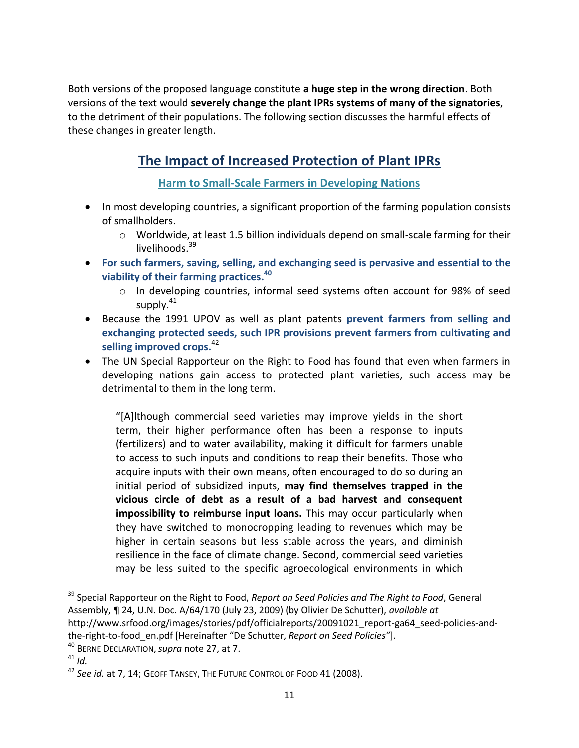Both versions of the proposed language constitute **a huge step in the wrong direction**. Both versions of the text would **severely change the plant IPRs systems of many of the signatories**, to the detriment of their populations. The following section discusses the harmful effects of these changes in greater length.

## The Impact of Increased Protection of Plant IPRs

### Harm to Small-Scale Farmers in Developing Nations

- In most developing countries, a significant proportion of the farming population consists of smallholders.
  - Worldwide, at least 1.5 billion individuals depend on small-scale farming for their livelihoods.[39]
- **For such farmers, saving, selling, and exchanging seed is pervasive and essential to the viability of their farming practices.**[40]
  - In developing countries, informal seed systems often account for 98% of seed supply.[41]
- Because the 1991 UPOV as well as plant patents **prevent farmers from selling and exchanging protected seeds, such IPR provisions prevent farmers from cultivating and selling improved crops.**[42]
- The UN Special Rapporteur on the Right to Food has found that even when farmers in developing nations gain access to protected plant varieties, such access may be detrimental to them in the long term.

> "[A]lthough commercial seed varieties may improve yields in the short term, their higher performance often has been a response to inputs (fertilizers) and to water availability, making it difficult for farmers unable to access to such inputs and conditions to reap their benefits. Those who acquire inputs with their own means, often encouraged to do so during an initial period of subsidized inputs, **may find themselves trapped in the vicious circle of debt as a result of a bad harvest and consequent impossibility to reimburse input loans.** This may occur particularly when they have switched to monocropping leading to revenues which may be higher in certain seasons but less stable across the years, and diminish resilience in the face of climate change. Second, commercial seed varieties may be less suited to the specific agroecological environments in which

---

[39] Special Rapporteur on the Right to Food, *Report on Seed Policies and The Right to Food*, General Assembly, ¶ 24, U.N. Doc. A/64/170 (July 23, 2009) (by Olivier De Schutter), *available at* http://www.srfood.org/images/stories/pdf/officialreports/20091021_report-ga64_seed-policies-and-the-right-to-food_en.pdf [Hereinafter "De Schutter, *Report on Seed Policies"*].

[40] BERNE DECLARATION, *supra* note 27, at 7.

[41] *Id.*

[42] *See id.* at 7, 14; GEOFF TANSEY, THE FUTURE CONTROL OF FOOD 41 (2008).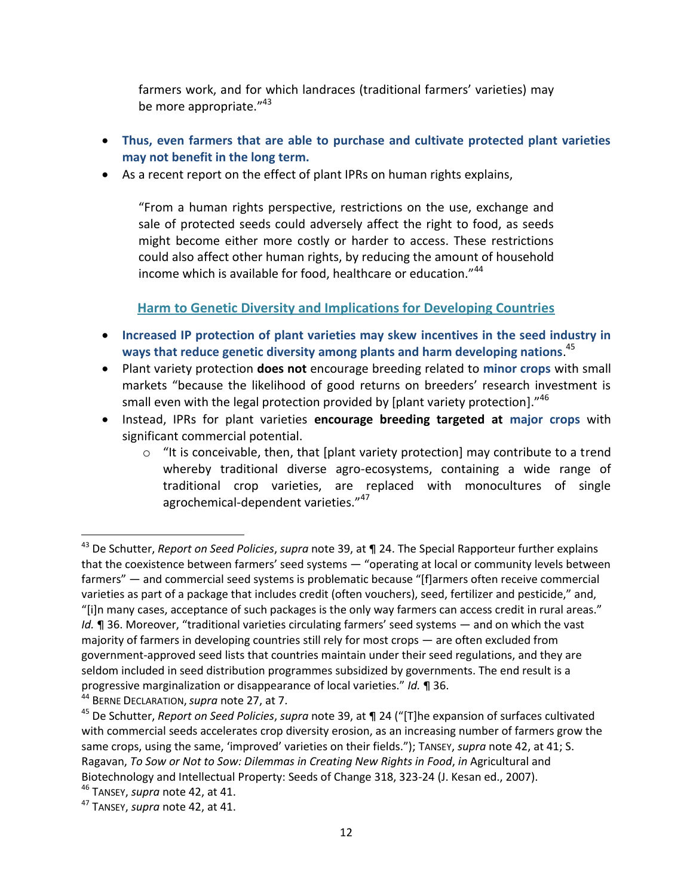farmers work, and for which landraces (traditional farmers' varieties) may be more appropriate."[43]

- **Thus, even farmers that are able to purchase and cultivate protected plant varieties may not benefit in the long term.**
- As a recent report on the effect of plant IPRs on human rights explains,

> "From a human rights perspective, restrictions on the use, exchange and sale of protected seeds could adversely affect the right to food, as seeds might become either more costly or harder to access. These restrictions could also affect other human rights, by reducing the amount of household income which is available for food, healthcare or education."[44]

### Harm to Genetic Diversity and Implications for Developing Countries

- **Increased IP protection of plant varieties may skew incentives in the seed industry in ways that reduce genetic diversity among plants and harm developing nations**.[45]
- Plant variety protection **does not** encourage breeding related to **minor crops** with small markets "because the likelihood of good returns on breeders' research investment is small even with the legal protection provided by [plant variety protection]."[46]
- Instead, IPRs for plant varieties **encourage breeding targeted at major crops** with significant commercial potential.
  - "It is conceivable, then, that [plant variety protection] may contribute to a trend whereby traditional diverse agro-ecosystems, containing a wide range of traditional crop varieties, are replaced with monocultures of single agrochemical-dependent varieties."[47]

---

[43] De Schutter, *Report on Seed Policies*, *supra* note 39, at ¶ 24. The Special Rapporteur further explains that the coexistence between farmers' seed systems — "operating at local or community levels between farmers" — and commercial seed systems is problematic because "[f]armers often receive commercial varieties as part of a package that includes credit (often vouchers), seed, fertilizer and pesticide," and, "[i]n many cases, acceptance of such packages is the only way farmers can access credit in rural areas." *Id.* ¶ 36. Moreover, "traditional varieties circulating farmers' seed systems — and on which the vast majority of farmers in developing countries still rely for most crops — are often excluded from government-approved seed lists that countries maintain under their seed regulations, and they are seldom included in seed distribution programmes subsidized by governments. The end result is a progressive marginalization or disappearance of local varieties." *Id.* ¶ 36.

[44] BERNE DECLARATION, *supra* note 27, at 7.

[45] De Schutter, *Report on Seed Policies*, *supra* note 39, at ¶ 24 ("[T]he expansion of surfaces cultivated with commercial seeds accelerates crop diversity erosion, as an increasing number of farmers grow the same crops, using the same, 'improved' varieties on their fields."); TANSEY, *supra* note 42, at 41; S. Ragavan, *To Sow or Not to Sow: Dilemmas in Creating New Rights in Food*, *in* Agricultural and Biotechnology and Intellectual Property: Seeds of Change 318, 323-24 (J. Kesan ed., 2007).

[46] TANSEY, *supra* note 42, at 41.

[47] TANSEY, *supra* note 42, at 41.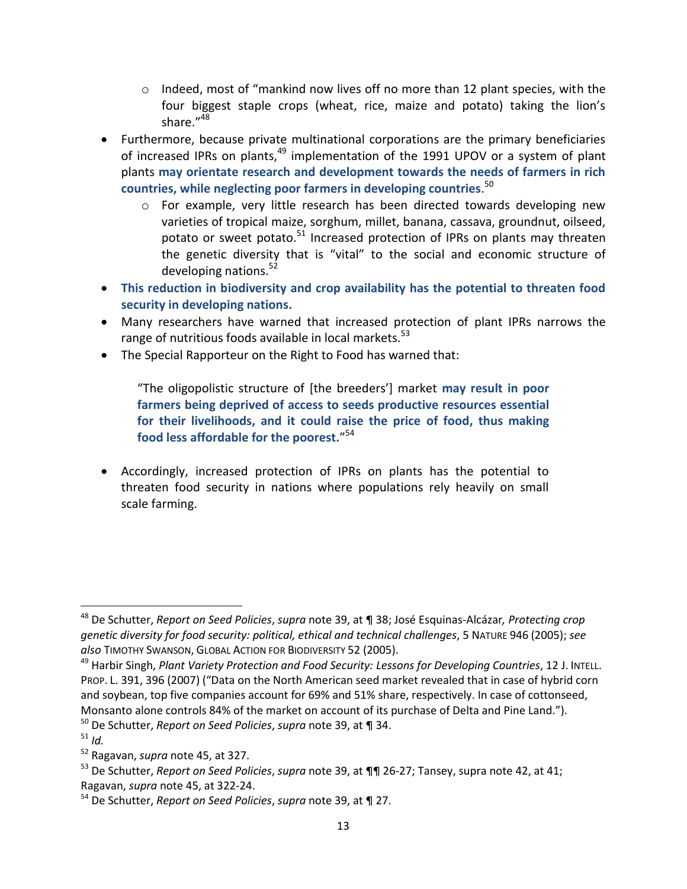- Indeed, most of "mankind now lives off no more than 12 plant species, with the four biggest staple crops (wheat, rice, maize and potato) taking the lion's share."[48]

- Furthermore, because private multinational corporations are the primary beneficiaries of increased IPRs on plants,[49] implementation of the 1991 UPOV or a system of plant plants **may orientate research and development towards the needs of farmers in rich countries, while neglecting poor farmers in developing countries**.[50]
  - For example, very little research has been directed towards developing new varieties of tropical maize, sorghum, millet, banana, cassava, groundnut, oilseed, potato or sweet potato.[51] Increased protection of IPRs on plants may threaten the genetic diversity that is "vital" to the social and economic structure of developing nations.[52]
- **This reduction in biodiversity and crop availability has the potential to threaten food security in developing nations.**
- Many researchers have warned that increased protection of plant IPRs narrows the range of nutritious foods available in local markets.[53]
- The Special Rapporteur on the Right to Food has warned that:

  > "The oligopolistic structure of [the breeders'] market **may result in poor farmers being deprived of access to seeds productive resources essential for their livelihoods, and it could raise the price of food, thus making food less affordable for the poorest.**"[54]

- Accordingly, increased protection of IPRs on plants has the potential to threaten food security in nations where populations rely heavily on small scale farming.

---

[48] De Schutter, *Report on Seed Policies*, *supra* note 39, at ¶ 38; José Esquinas-Alcázar*, Protecting crop genetic diversity for food security: political, ethical and technical challenges*, 5 NATURE 946 (2005); *see also* TIMOTHY SWANSON, GLOBAL ACTION FOR BIODIVERSITY 52 (2005).

[49] Harbir Singh, *Plant Variety Protection and Food Security: Lessons for Developing Countries*, 12 J. INTELL. PROP. L. 391, 396 (2007) ("Data on the North American seed market revealed that in case of hybrid corn and soybean, top five companies account for 69% and 51% share, respectively. In case of cottonseed, Monsanto alone controls 84% of the market on account of its purchase of Delta and Pine Land.").

[50] De Schutter, *Report on Seed Policies*, *supra* note 39, at ¶ 34.

[51] *Id.*

[52] Ragavan, *supra* note 45, at 327.

[53] De Schutter, *Report on Seed Policies*, *supra* note 39, at ¶¶ 26-27; Tansey, supra note 42, at 41; Ragavan, *supra* note 45, at 322-24.

[54] De Schutter, *Report on Seed Policies*, *supra* note 39, at ¶ 27.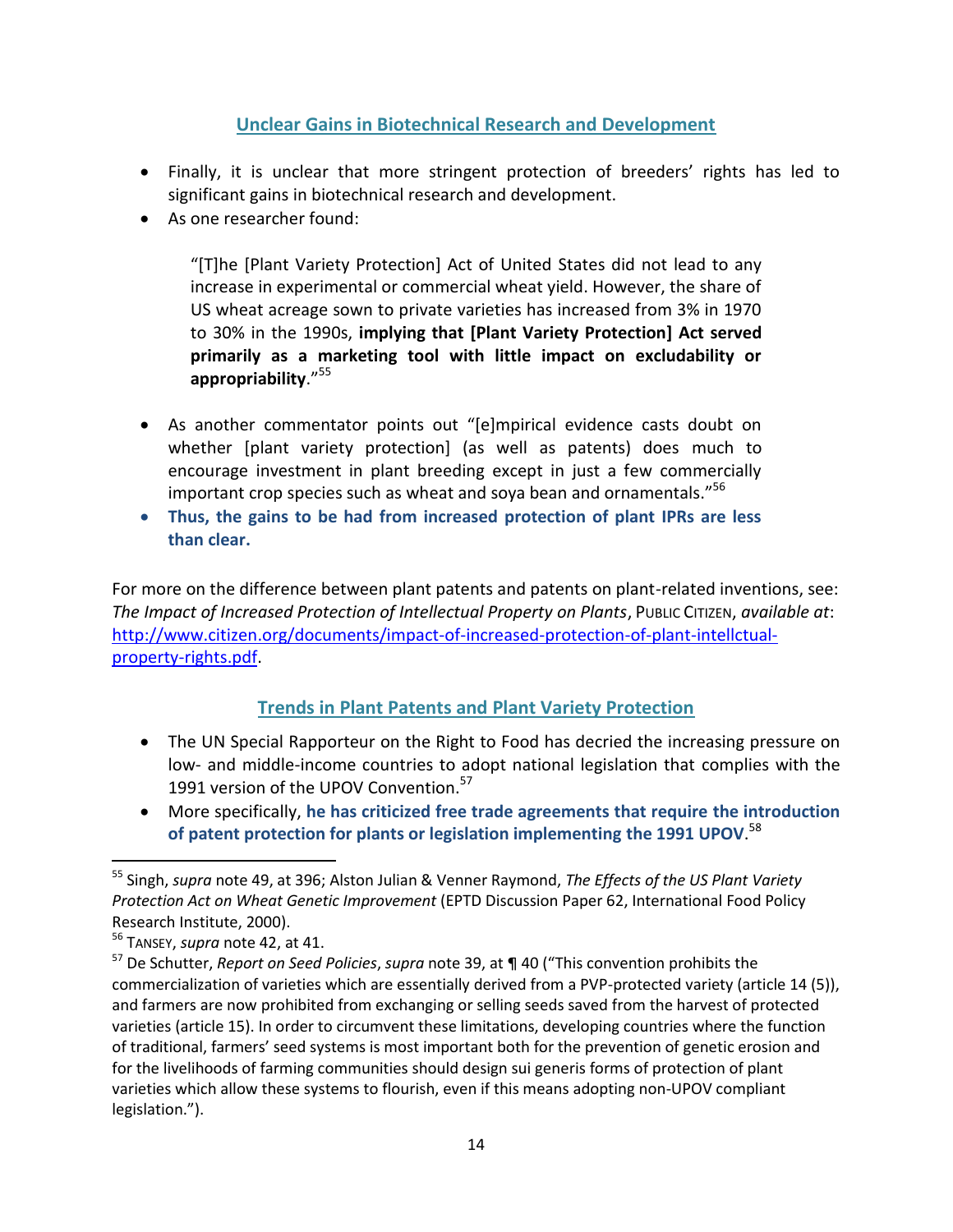## Unclear Gains in Biotechnical Research and Development

- Finally, it is unclear that more stringent protection of breeders' rights has led to significant gains in biotechnical research and development.
- As one researcher found:

> "[T]he [Plant Variety Protection] Act of United States did not lead to any increase in experimental or commercial wheat yield. However, the share of US wheat acreage sown to private varieties has increased from 3% in 1970 to 30% in the 1990s, **implying that [Plant Variety Protection] Act served primarily as a marketing tool with little impact on excludability or appropriability**."[55]

- As another commentator points out "[e]mpirical evidence casts doubt on whether [plant variety protection] (as well as patents) does much to encourage investment in plant breeding except in just a few commercially important crop species such as wheat and soya bean and ornamentals."[56]
- **Thus, the gains to be had from increased protection of plant IPRs are less than clear.**

For more on the difference between plant patents and patents on plant-related inventions, see: *The Impact of Increased Protection of Intellectual Property on Plants*, PUBLIC CITIZEN, *available at*: [http://www.citizen.org/documents/impact-of-increased-protection-of-plant-intellctual-property-rights.pdf](http://www.citizen.org/documents/impact-of-increased-protection-of-plant-intellctual-property-rights.pdf).

## Trends in Plant Patents and Plant Variety Protection

- The UN Special Rapporteur on the Right to Food has decried the increasing pressure on low- and middle-income countries to adopt national legislation that complies with the 1991 version of the UPOV Convention.[57]
- More specifically, **he has criticized free trade agreements that require the introduction of patent protection for plants or legislation implementing the 1991 UPOV**.[58]

---

[55] Singh, *supra* note 49, at 396; Alston Julian & Venner Raymond, *The Effects of the US Plant Variety Protection Act on Wheat Genetic Improvement* (EPTD Discussion Paper 62, International Food Policy Research Institute, 2000).

[56] TANSEY, *supra* note 42, at 41.

[57] De Schutter, *Report on Seed Policies*, *supra* note 39, at ¶ 40 ("This convention prohibits the commercialization of varieties which are essentially derived from a PVP-protected variety (article 14 (5)), and farmers are now prohibited from exchanging or selling seeds saved from the harvest of protected varieties (article 15). In order to circumvent these limitations, developing countries where the function of traditional, farmers' seed systems is most important both for the prevention of genetic erosion and for the livelihoods of farming communities should design sui generis forms of protection of plant varieties which allow these systems to flourish, even if this means adopting non-UPOV compliant legislation.").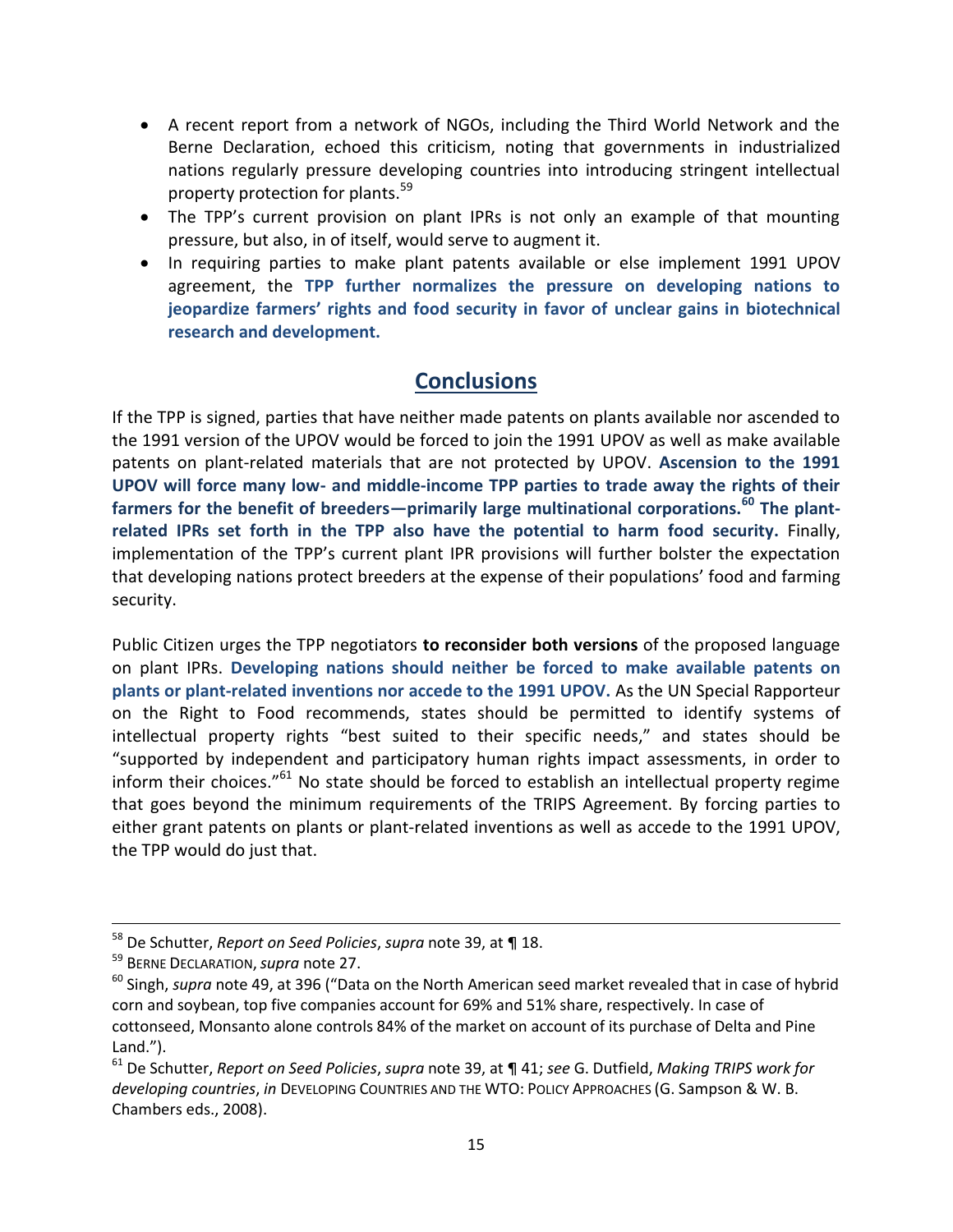- A recent report from a network of NGOs, including the Third World Network and the Berne Declaration, echoed this criticism, noting that governments in industrialized nations regularly pressure developing countries into introducing stringent intellectual property protection for plants.[59]
- The TPP's current provision on plant IPRs is not only an example of that mounting pressure, but also, in of itself, would serve to augment it.
- In requiring parties to make plant patents available or else implement 1991 UPOV agreement, the **TPP further normalizes the pressure on developing nations to jeopardize farmers' rights and food security in favor of unclear gains in biotechnical research and development.**

## Conclusions

If the TPP is signed, parties that have neither made patents on plants available nor ascended to the 1991 version of the UPOV would be forced to join the 1991 UPOV as well as make available patents on plant-related materials that are not protected by UPOV. **Ascension to the 1991 UPOV will force many low- and middle-income TPP parties to trade away the rights of their farmers for the benefit of breeders—primarily large multinational corporations.[60] The plant-related IPRs set forth in the TPP also have the potential to harm food security.** Finally, implementation of the TPP's current plant IPR provisions will further bolster the expectation that developing nations protect breeders at the expense of their populations' food and farming security.

Public Citizen urges the TPP negotiators **to reconsider both versions** of the proposed language on plant IPRs. **Developing nations should neither be forced to make available patents on plants or plant-related inventions nor accede to the 1991 UPOV.** As the UN Special Rapporteur on the Right to Food recommends, states should be permitted to identify systems of intellectual property rights "best suited to their specific needs," and states should be "supported by independent and participatory human rights impact assessments, in order to inform their choices."[61] No state should be forced to establish an intellectual property regime that goes beyond the minimum requirements of the TRIPS Agreement. By forcing parties to either grant patents on plants or plant-related inventions as well as accede to the 1991 UPOV, the TPP would do just that.

---

[58] De Schutter, *Report on Seed Policies*, *supra* note 39, at ¶ 18.

[59] BERNE DECLARATION, *supra* note 27.

[60] Singh, *supra* note 49, at 396 ("Data on the North American seed market revealed that in case of hybrid corn and soybean, top five companies account for 69% and 51% share, respectively. In case of cottonseed, Monsanto alone controls 84% of the market on account of its purchase of Delta and Pine Land.").

[61] De Schutter, *Report on Seed Policies*, *supra* note 39, at ¶ 41; *see* G. Dutfield, *Making TRIPS work for developing countries*, *in* DEVELOPING COUNTRIES AND THE WTO: POLICY APPROACHES (G. Sampson & W. B. Chambers eds., 2008).